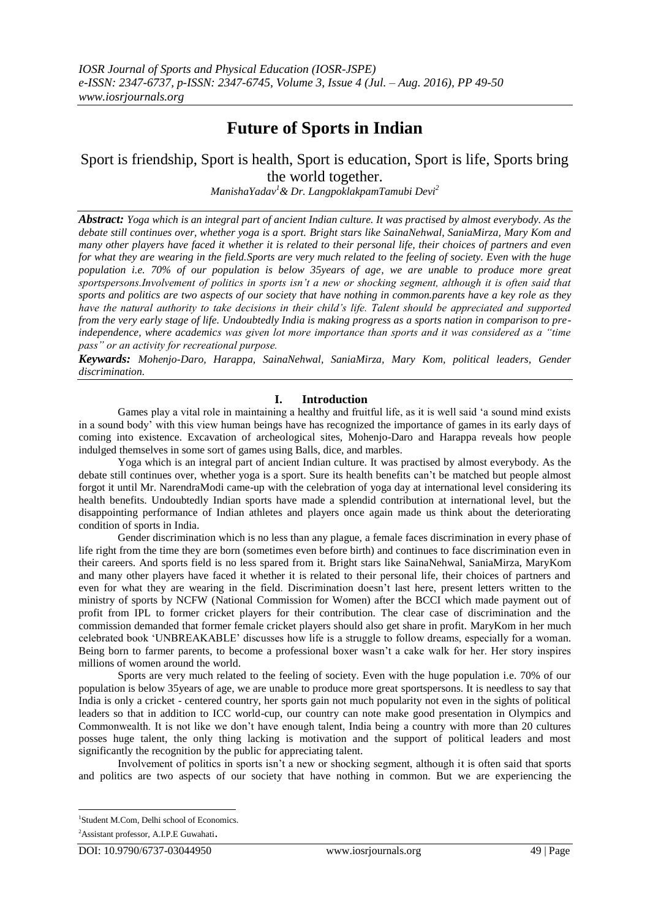# Future of Sports in Indian

## Sport is friendship, Sport is health, Sport is education, Sport is life, Sports bring the world together.

*ManishaYadav[1] & Dr. LangpoklakpamTamubi Devi[2]*

***Abstract:*** *Yoga which is an integral part of ancient Indian culture. It was practised by almost everybody. As the debate still continues over, whether yoga is a sport. Bright stars like SainaNehwal, SaniaMirza, Mary Kom and many other players have faced it whether it is related to their personal life, their choices of partners and even for what they are wearing in the field.Sports are very much related to the feeling of society. Even with the huge population i.e. 70% of our population is below 35years of age, we are unable to produce more great sportspersons.Involvement of politics in sports isn't a new or shocking segment, although it is often said that sports and politics are two aspects of our society that have nothing in common.parents have a key role as they have the natural authority to take decisions in their child's life. Talent should be appreciated and supported from the very early stage of life. Undoubtedly India is making progress as a sports nation in comparison to pre-independence, where academics was given lot more importance than sports and it was considered as a "time pass" or an activity for recreational purpose.*

***Keywords:*** *Mohenjo-Daro, Harappa, SainaNehwal, SaniaMirza, Mary Kom, political leaders, Gender discrimination.*

## I. Introduction

Games play a vital role in maintaining a healthy and fruitful life, as it is well said 'a sound mind exists in a sound body' with this view human beings have has recognized the importance of games in its early days of coming into existence. Excavation of archeological sites, Mohenjo-Daro and Harappa reveals how people indulged themselves in some sort of games using Balls, dice, and marbles.

Yoga which is an integral part of ancient Indian culture. It was practised by almost everybody. As the debate still continues over, whether yoga is a sport. Sure its health benefits can't be matched but people almost forgot it until Mr. NarendraModi came-up with the celebration of yoga day at international level considering its health benefits. Undoubtedly Indian sports have made a splendid contribution at international level, but the disappointing performance of Indian athletes and players once again made us think about the deteriorating condition of sports in India.

Gender discrimination which is no less than any plague, a female faces discrimination in every phase of life right from the time they are born (sometimes even before birth) and continues to face discrimination even in their careers. And sports field is no less spared from it. Bright stars like SainaNehwal, SaniaMirza, MaryKom and many other players have faced it whether it is related to their personal life, their choices of partners and even for what they are wearing in the field. Discrimination doesn't last here, present letters written to the ministry of sports by NCFW (National Commission for Women) after the BCCI which made payment out of profit from IPL to former cricket players for their contribution. The clear case of discrimination and the commission demanded that former female cricket players should also get share in profit. MaryKom in her much celebrated book 'UNBREAKABLE' discusses how life is a struggle to follow dreams, especially for a woman. Being born to farmer parents, to become a professional boxer wasn't a cake walk for her. Her story inspires millions of women around the world.

Sports are very much related to the feeling of society. Even with the huge population i.e. 70% of our population is below 35years of age, we are unable to produce more great sportspersons. It is needless to say that India is only a cricket - centered country, her sports gain not much popularity not even in the sights of political leaders so that in addition to ICC world-cup, our country can note make good presentation in Olympics and Commonwealth. It is not like we don't have enough talent, India being a country with more than 20 cultures posses huge talent, the only thing lacking is motivation and the support of political leaders and most significantly the recognition by the public for appreciating talent.

Involvement of politics in sports isn't a new or shocking segment, although it is often said that sports and politics are two aspects of our society that have nothing in common. But we are experiencing the

---

[1] Student M.Com, Delhi school of Economics.

[2] Assistant professor, A.I.P.E Guwahati.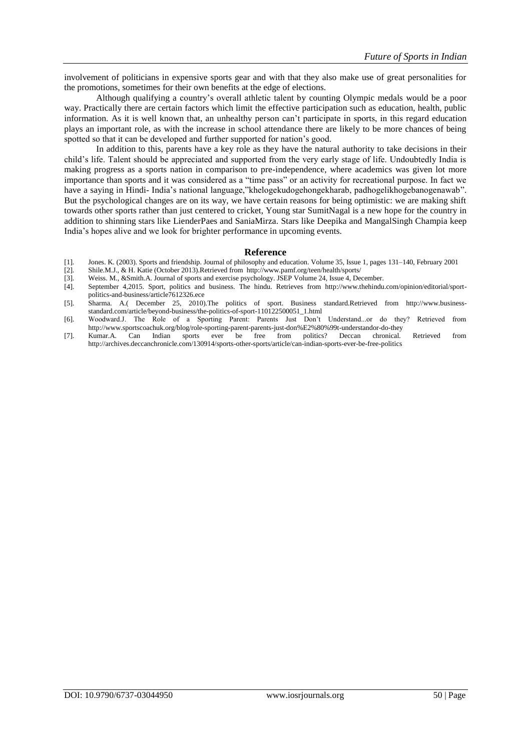involvement of politicians in expensive sports gear and with that they also make use of great personalities for the promotions, sometimes for their own benefits at the edge of elections.

Although qualifying a country's overall athletic talent by counting Olympic medals would be a poor way. Practically there are certain factors which limit the effective participation such as education, health, public information. As it is well known that, an unhealthy person can't participate in sports, in this regard education plays an important role, as with the increase in school attendance there are likely to be more chances of being spotted so that it can be developed and further supported for nation's good.

In addition to this, parents have a key role as they have the natural authority to take decisions in their child's life. Talent should be appreciated and supported from the very early stage of life. Undoubtedly India is making progress as a sports nation in comparison to pre-independence, where academics was given lot more importance than sports and it was considered as a "time pass" or an activity for recreational purpose. In fact we have a saying in Hindi- India's national language,"khelogekudogehongekharab, padhogelikhogebanogenawab". But the psychological changes are on its way, we have certain reasons for being optimistic: we are making shift towards other sports rather than just centered to cricket, Young star SumitNagal is a new hope for the country in addition to shinning stars like LienderPaes and SaniaMirza. Stars like Deepika and MangalSingh Champia keep India's hopes alive and we look for brighter performance in upcoming events.

## Reference

[1]. Jones. K. (2003). Sports and friendship. Journal of philosophy and education. Volume 35, Issue 1, pages 131–140, February 2001
[2]. Shile.M.J., & H. Katie (October 2013).Retrieved from http://www.pamf.org/teen/health/sports/
[3]. Weiss. M., &Smith.A. Journal of sports and exercise psychology. JSEP Volume 24, Issue 4, December.
[4]. September 4,2015. Sport, politics and business. The hindu. Retrieves from http://www.thehindu.com/opinion/editorial/sport-politics-and-business/article7612326.ece
[5]. Sharma. A.( December 25, 2010).The politics of sport. Business standard.Retrieved from http://www.business-standard.com/article/beyond-business/the-politics-of-sport-110122500051_1.html
[6]. Woodward.J. The Role of a Sporting Parent: Parents Just Don't Understand...or do they? Retrieved from http://www.sportscoachuk.org/blog/role-sporting-parent-parents-just-don%E2%80%99t-understandor-do-they
[7]. Kumar.A. Can Indian sports ever be free from politics? Deccan chronical. Retrieved from http://archives.deccanchronicle.com/130914/sports-other-sports/article/can-indian-sports-ever-be-free-politics